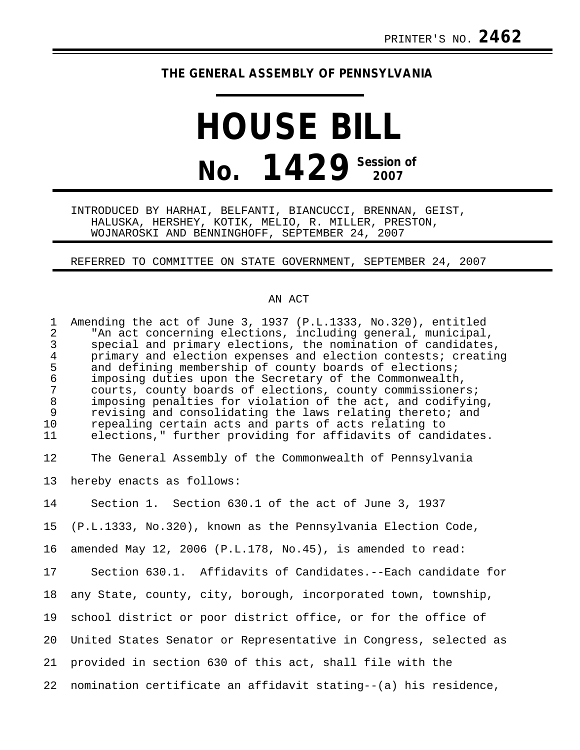PRINTER'S NO. **2462**

# THE GENERAL ASSEMBLY OF PENNSYLVANIA

# HOUSE BILL

## No. 1429 Session of 2007

INTRODUCED BY HARHAI, BELFANTI, BIANCUCCI, BRENNAN, GEIST, HALUSKA, HERSHEY, KOTIK, MELIO, R. MILLER, PRESTON, WOJNAROSKI AND BENNINGHOFF, SEPTEMBER 24, 2007

REFERRED TO COMMITTEE ON STATE GOVERNMENT, SEPTEMBER 24, 2007

AN ACT

Amending the act of June 3, 1937 (P.L.1333, No.320), entitled "An act concerning elections, including general, municipal, special and primary elections, the nomination of candidates, primary and election expenses and election contests; creating and defining membership of county boards of elections; imposing duties upon the Secretary of the Commonwealth, courts, county boards of elections, county commissioners; imposing penalties for violation of the act, and codifying, revising and consolidating the laws relating thereto; and repealing certain acts and parts of acts relating to elections," further providing for affidavits of candidates.

The General Assembly of the Commonwealth of Pennsylvania hereby enacts as follows:

Section 1. Section 630.1 of the act of June 3, 1937 (P.L.1333, No.320), known as the Pennsylvania Election Code, amended May 12, 2006 (P.L.178, No.45), is amended to read:

Section 630.1. Affidavits of Candidates.--Each candidate for any State, county, city, borough, incorporated town, township, school district or poor district office, or for the office of United States Senator or Representative in Congress, selected as provided in section 630 of this act, shall file with the nomination certificate an affidavit stating--(a) his residence,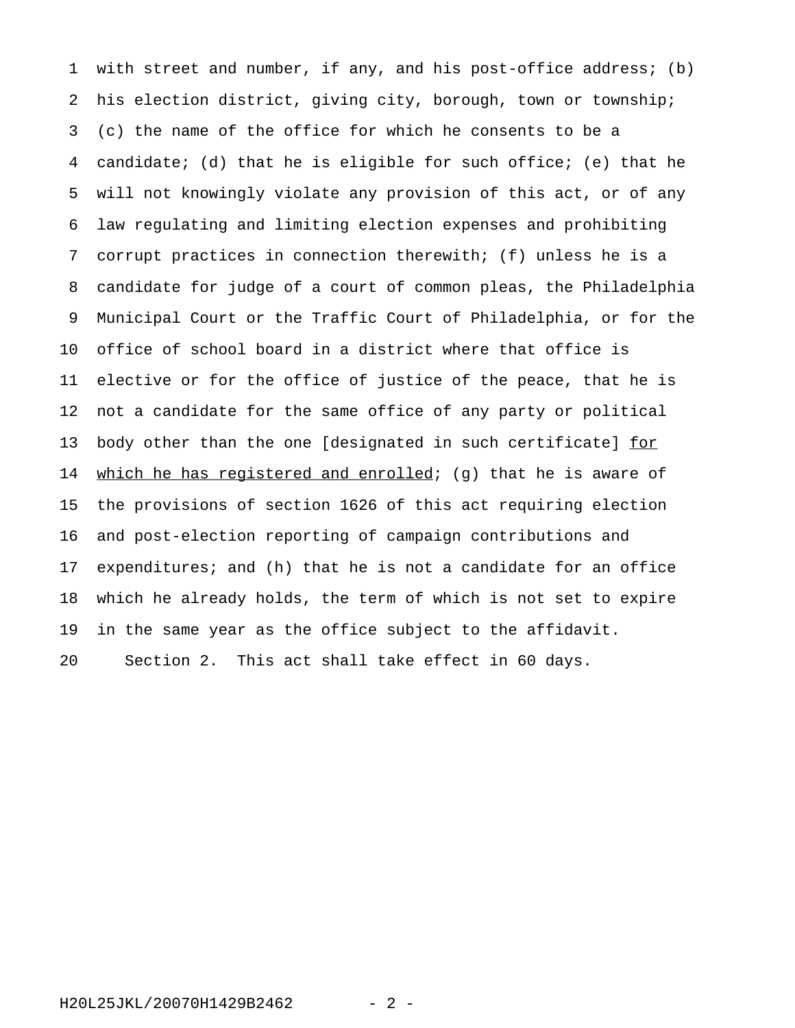with street and number, if any, and his post-office address; (b) his election district, giving city, borough, town or township; (c) the name of the office for which he consents to be a candidate; (d) that he is eligible for such office; (e) that he will not knowingly violate any provision of this act, or of any law regulating and limiting election expenses and prohibiting corrupt practices in connection therewith; (f) unless he is a candidate for judge of a court of common pleas, the Philadelphia Municipal Court or the Traffic Court of Philadelphia, or for the office of school board in a district where that office is elective or for the office of justice of the peace, that he is not a candidate for the same office of any party or political body other than the one [designated in such certificate] <u>for which he has registered and enrolled</u>; (g) that he is aware of the provisions of section 1626 of this act requiring election and post-election reporting of campaign contributions and expenditures; and (h) that he is not a candidate for an office which he already holds, the term of which is not set to expire in the same year as the office subject to the affidavit.

Section 2. This act shall take effect in 60 days.